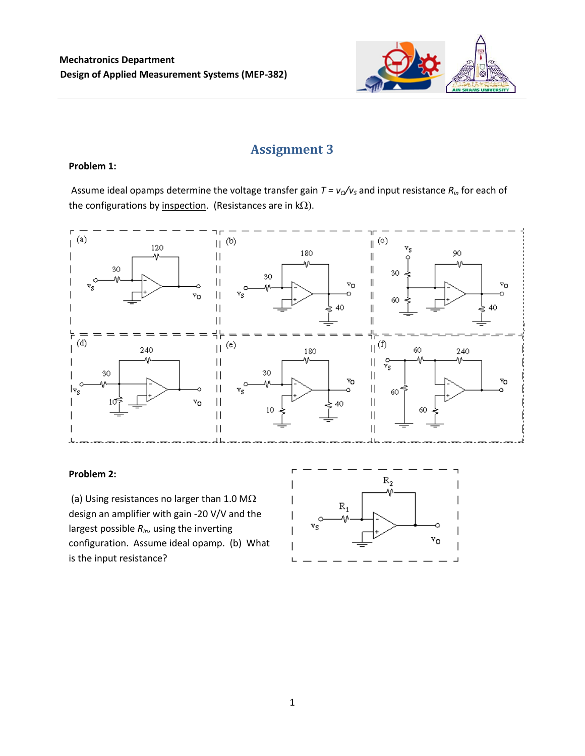# Assignment 3

**Problem 1:**

Assume ideal opamps determine the voltage transfer gain $T = v_O/v_S$ and input resistance $R_{in}$ for each of the configurations by inspection. (Resistances are in kΩ).

**Problem 2:**

(a) Using resistances no larger than 1.0 MΩ design an amplifier with gain -20 V/V and the largest possible $R_{in}$, using the inverting configuration. Assume ideal opamp. (b) What is the input resistance?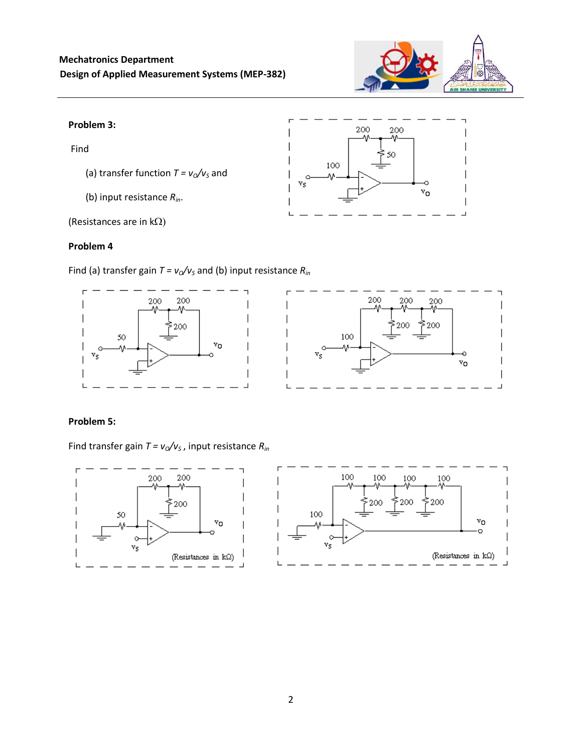**Problem 3:**

Find

(a) transfer function $T = v_O/v_S$ and

(b) input resistance $R_{in}$.

(Resistances are in kΩ)

**Problem 4**

Find (a) transfer gain $T = v_O/v_S$ and (b) input resistance $R_{in}$

**Problem 5:**

Find transfer gain $T = v_O/v_S$ , input resistance $R_{in}$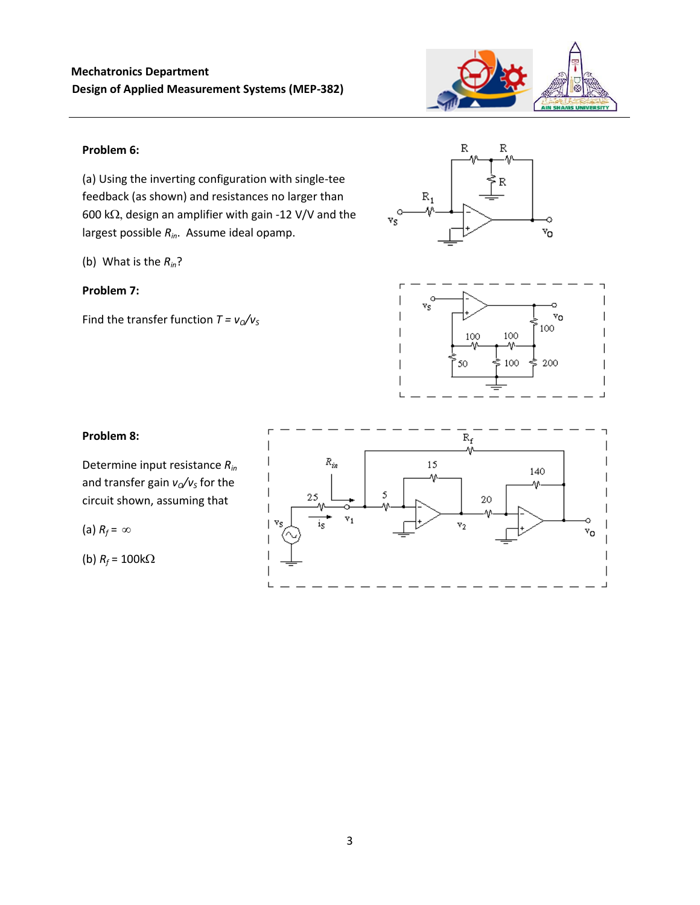**Problem 6:**

(a) Using the inverting configuration with single-tee feedback (as shown) and resistances no larger than 600 kΩ, design an amplifier with gain -12 V/V and the largest possible $R_{in}$. Assume ideal opamp.

(b) What is the $R_{in}$?

R
R
R
$R_1$
$v_S$
$v_O$

**Problem 7:**

Find the transfer function $T = v_O/v_S$

$v_S$
$v_O$
100
100
100
50
100
200

**Problem 8:**

Determine input resistance $R_{in}$ and transfer gain $v_O/v_S$ for the circuit shown, assuming that

(a) $R_f = \infty$

(b) $R_f$ = 100kΩ

$R_f$
$R_{in}$
15
140
25
5
20
$v_S$
$i_S$
$v_1$
$v_2$
$v_O$